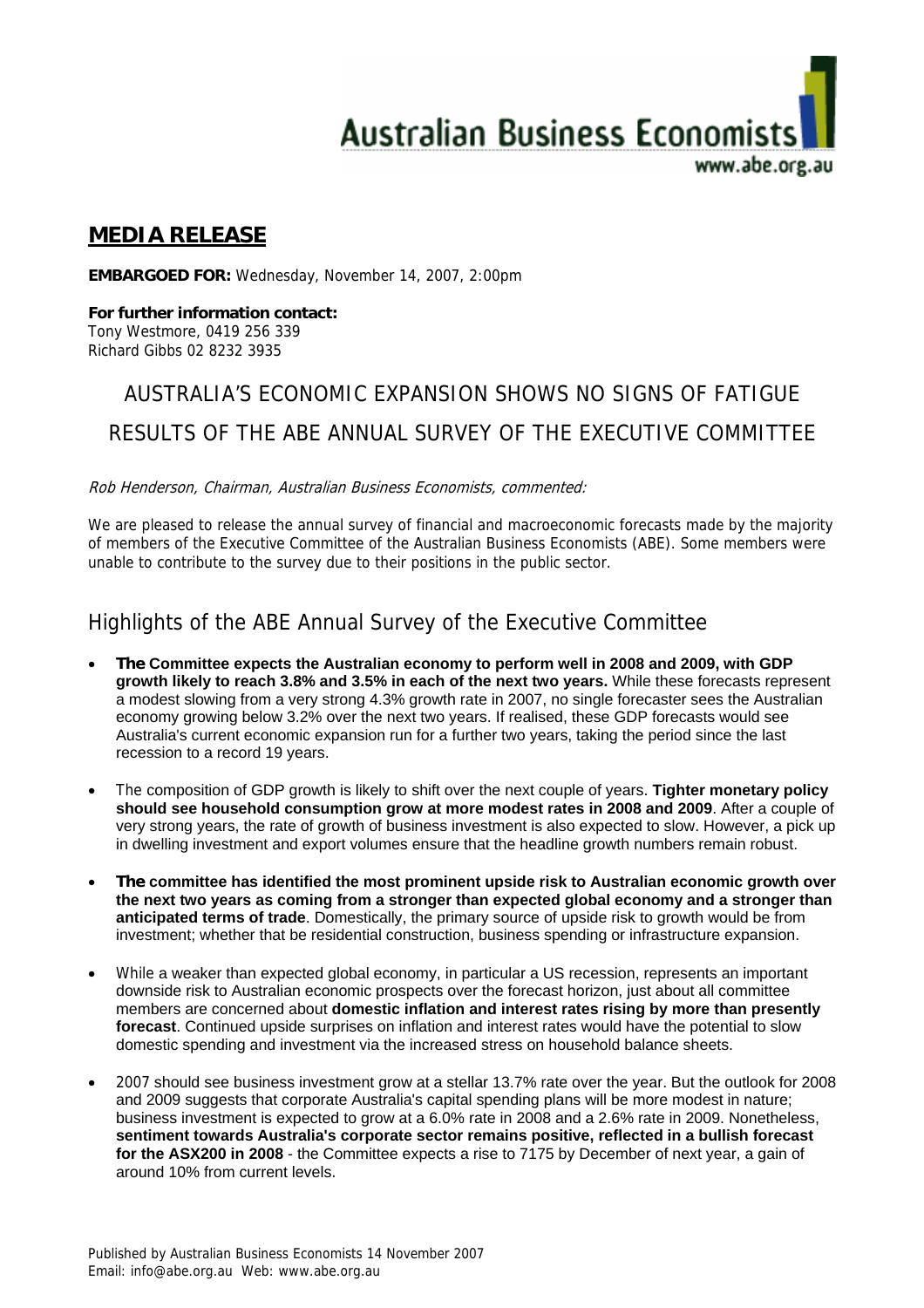Australian Business Economists
www.abe.org.au

## MEDIA RELEASE

**EMBARGOED FOR:** Wednesday, November 14, 2007, 2:00pm

**For further information contact:**
Tony Westmore, 0419 256 339
Richard Gibbs 02 8232 3935

# AUSTRALIA'S ECONOMIC EXPANSION SHOWS NO SIGNS OF FATIGUE

# RESULTS OF THE ABE ANNUAL SURVEY OF THE EXECUTIVE COMMITTEE

*Rob Henderson, Chairman, Australian Business Economists, commented:*

We are pleased to release the annual survey of financial and macroeconomic forecasts made by the majority of members of the Executive Committee of the Australian Business Economists (ABE). Some members were unable to contribute to the survey due to their positions in the public sector.

## Highlights of the ABE Annual Survey of the Executive Committee

- **The Committee expects the Australian economy to perform well in 2008 and 2009, with GDP growth likely to reach 3.8% and 3.5% in each of the next two years.** While these forecasts represent a modest slowing from a very strong 4.3% growth rate in 2007, no single forecaster sees the Australian economy growing below 3.2% over the next two years. If realised, these GDP forecasts would see Australia's current economic expansion run for a further two years, taking the period since the last recession to a record 19 years.

- The composition of GDP growth is likely to shift over the next couple of years. **Tighter monetary policy should see household consumption grow at more modest rates in 2008 and 2009**. After a couple of very strong years, the rate of growth of business investment is also expected to slow. However, a pick up in dwelling investment and export volumes ensure that the headline growth numbers remain robust.

- **The committee has identified the most prominent upside risk to Australian economic growth over the next two years as coming from a stronger than expected global economy and a stronger than anticipated terms of trade**. Domestically, the primary source of upside risk to growth would be from investment; whether that be residential construction, business spending or infrastructure expansion.

- While a weaker than expected global economy, in particular a US recession, represents an important downside risk to Australian economic prospects over the forecast horizon, just about all committee members are concerned about **domestic inflation and interest rates rising by more than presently forecast**. Continued upside surprises on inflation and interest rates would have the potential to slow domestic spending and investment via the increased stress on household balance sheets.

- 2007 should see business investment grow at a stellar 13.7% rate over the year. But the outlook for 2008 and 2009 suggests that corporate Australia's capital spending plans will be more modest in nature; business investment is expected to grow at a 6.0% rate in 2008 and a 2.6% rate in 2009. Nonetheless, **sentiment towards Australia's corporate sector remains positive, reflected in a bullish forecast for the ASX200 in 2008** - the Committee expects a rise to 7175 by December of next year, a gain of around 10% from current levels.

Published by Australian Business Economists 14 November 2007
Email: info@abe.org.au Web: www.abe.org.au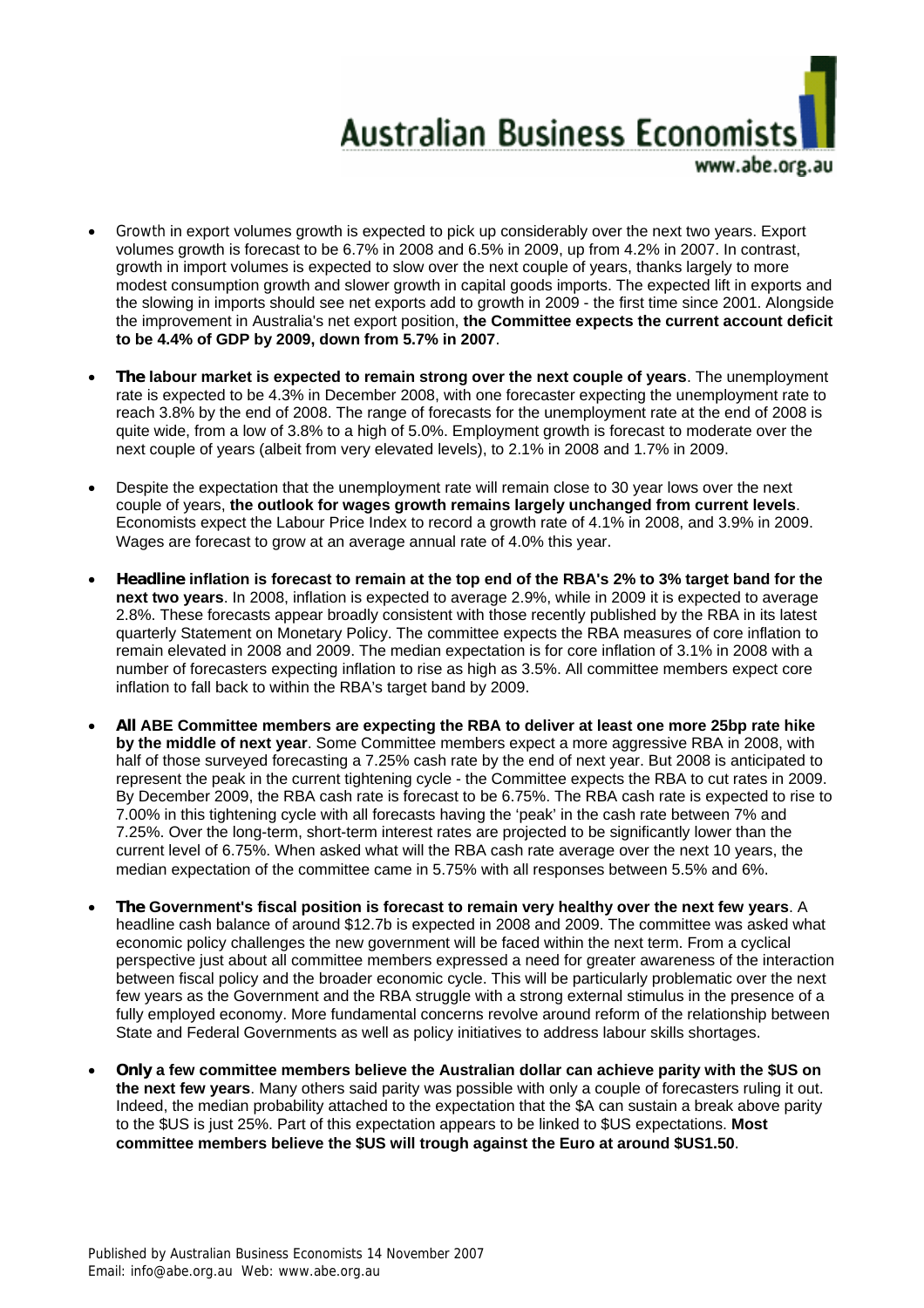- Growth in export volumes growth is expected to pick up considerably over the next two years. Export volumes growth is forecast to be 6.7% in 2008 and 6.5% in 2009, up from 4.2% in 2007. In contrast, growth in import volumes is expected to slow over the next couple of years, thanks largely to more modest consumption growth and slower growth in capital goods imports. The expected lift in exports and the slowing in imports should see net exports add to growth in 2009 - the first time since 2001. Alongside the improvement in Australia's net export position, **the Committee expects the current account deficit to be 4.4% of GDP by 2009, down from 5.7% in 2007**.

- **The labour market is expected to remain strong over the next couple of years**. The unemployment rate is expected to be 4.3% in December 2008, with one forecaster expecting the unemployment rate to reach 3.8% by the end of 2008. The range of forecasts for the unemployment rate at the end of 2008 is quite wide, from a low of 3.8% to a high of 5.0%. Employment growth is forecast to moderate over the next couple of years (albeit from very elevated levels), to 2.1% in 2008 and 1.7% in 2009.

- Despite the expectation that the unemployment rate will remain close to 30 year lows over the next couple of years, **the outlook for wages growth remains largely unchanged from current levels**. Economists expect the Labour Price Index to record a growth rate of 4.1% in 2008, and 3.9% in 2009. Wages are forecast to grow at an average annual rate of 4.0% this year.

- **Headline inflation is forecast to remain at the top end of the RBA's 2% to 3% target band for the next two years**. In 2008, inflation is expected to average 2.9%, while in 2009 it is expected to average 2.8%. These forecasts appear broadly consistent with those recently published by the RBA in its latest quarterly Statement on Monetary Policy. The committee expects the RBA measures of core inflation to remain elevated in 2008 and 2009. The median expectation is for core inflation of 3.1% in 2008 with a number of forecasters expecting inflation to rise as high as 3.5%. All committee members expect core inflation to fall back to within the RBA's target band by 2009.

- **All ABE Committee members are expecting the RBA to deliver at least one more 25bp rate hike by the middle of next year**. Some Committee members expect a more aggressive RBA in 2008, with half of those surveyed forecasting a 7.25% cash rate by the end of next year. But 2008 is anticipated to represent the peak in the current tightening cycle - the Committee expects the RBA to cut rates in 2009. By December 2009, the RBA cash rate is forecast to be 6.75%. The RBA cash rate is expected to rise to 7.00% in this tightening cycle with all forecasts having the 'peak' in the cash rate between 7% and 7.25%. Over the long-term, short-term interest rates are projected to be significantly lower than the current level of 6.75%. When asked what will the RBA cash rate average over the next 10 years, the median expectation of the committee came in 5.75% with all responses between 5.5% and 6%.

- **The Government's fiscal position is forecast to remain very healthy over the next few years**. A headline cash balance of around $12.7b is expected in 2008 and 2009. The committee was asked what economic policy challenges the new government will be faced within the next term. From a cyclical perspective just about all committee members expressed a need for greater awareness of the interaction between fiscal policy and the broader economic cycle. This will be particularly problematic over the next few years as the Government and the RBA struggle with a strong external stimulus in the presence of a fully employed economy. More fundamental concerns revolve around reform of the relationship between State and Federal Governments as well as policy initiatives to address labour skills shortages.

- **Only a few committee members believe the Australian dollar can achieve parity with the $US on the next few years**. Many others said parity was possible with only a couple of forecasters ruling it out. Indeed, the median probability attached to the expectation that the $A can sustain a break above parity to the $US is just 25%. Part of this expectation appears to be linked to $US expectations. **Most committee members believe the $US will trough against the Euro at around $US1.50**.

Published by Australian Business Economists 14 November 2007
Email: info@abe.org.au Web: www.abe.org.au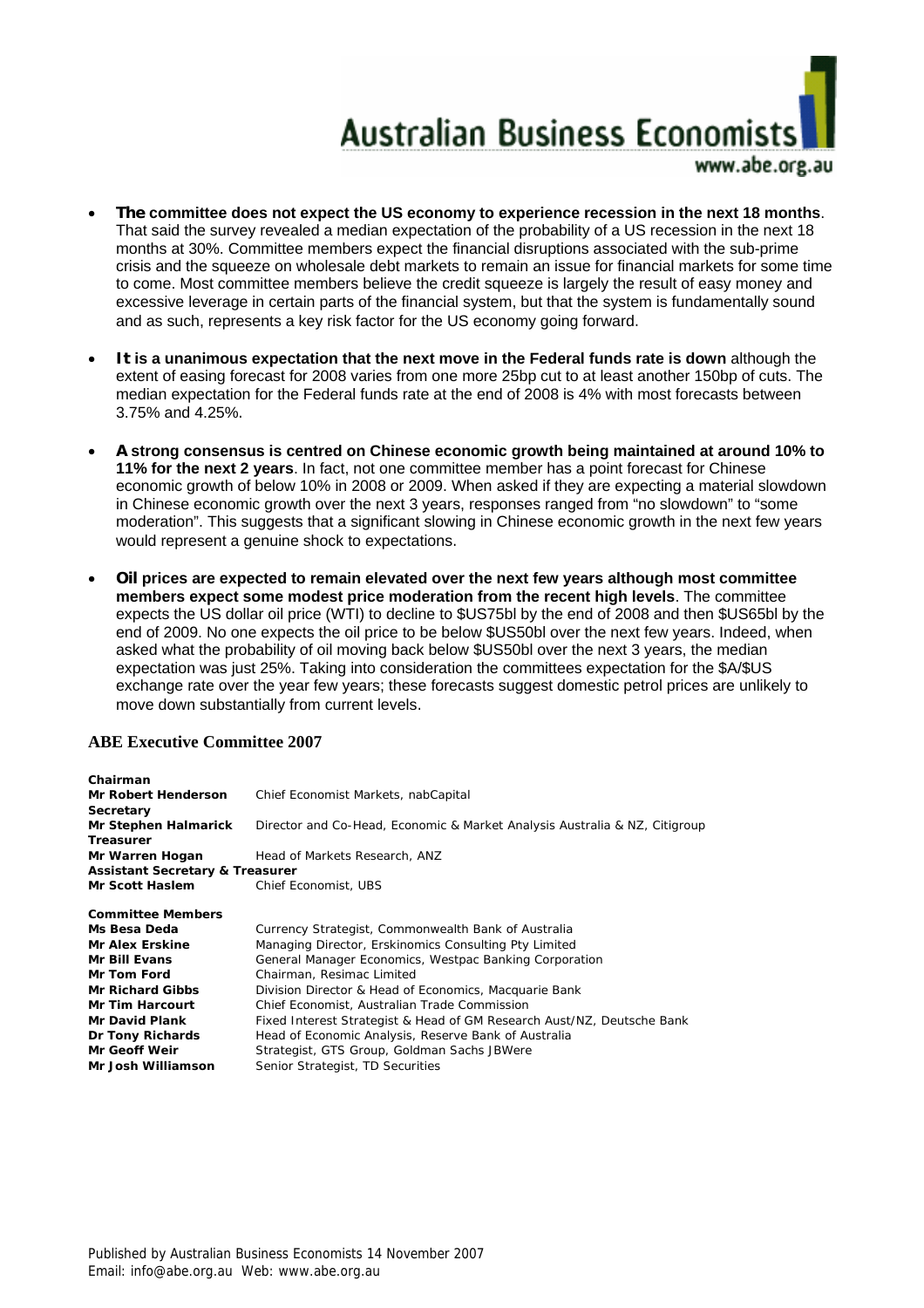- **The committee does not expect the US economy to experience recession in the next 18 months**. That said the survey revealed a median expectation of the probability of a US recession in the next 18 months at 30%. Committee members expect the financial disruptions associated with the sub-prime crisis and the squeeze on wholesale debt markets to remain an issue for financial markets for some time to come. Most committee members believe the credit squeeze is largely the result of easy money and excessive leverage in certain parts of the financial system, but that the system is fundamentally sound and as such, represents a key risk factor for the US economy going forward.

- **It is a unanimous expectation that the next move in the Federal funds rate is down** although the extent of easing forecast for 2008 varies from one more 25bp cut to at least another 150bp of cuts. The median expectation for the Federal funds rate at the end of 2008 is 4% with most forecasts between 3.75% and 4.25%.

- **A strong consensus is centred on Chinese economic growth being maintained at around 10% to 11% for the next 2 years**. In fact, not one committee member has a point forecast for Chinese economic growth of below 10% in 2008 or 2009. When asked if they are expecting a material slowdown in Chinese economic growth over the next 3 years, responses ranged from "no slowdown" to "some moderation". This suggests that a significant slowing in Chinese economic growth in the next few years would represent a genuine shock to expectations.

- **Oil prices are expected to remain elevated over the next few years although most committee members expect some modest price moderation from the recent high levels**. The committee expects the US dollar oil price (WTI) to decline to $US75bl by the end of 2008 and then $US65bl by the end of 2009. No one expects the oil price to be below $US50bl over the next few years. Indeed, when asked what the probability of oil moving back below $US50bl over the next 3 years, the median expectation was just 25%. Taking into consideration the committees expectation for the $A/$US exchange rate over the year few years; these forecasts suggest domestic petrol prices are unlikely to move down substantially from current levels.

## ABE Executive Committee 2007

| | |
|---|---|
| **Chairman** | |
| **Mr Robert Henderson** | Chief Economist Markets, nabCapital |
| **Secretary** | |
| **Mr Stephen Halmarick** | Director and Co-Head, Economic & Market Analysis Australia & NZ, Citigroup |
| **Treasurer** | |
| **Mr Warren Hogan** | Head of Markets Research, ANZ |
| **Assistant Secretary & Treasurer** | |
| **Mr Scott Haslem** | Chief Economist, UBS |
| **Committee Members** | |
| **Ms Besa Deda** | Currency Strategist, Commonwealth Bank of Australia |
| **Mr Alex Erskine** | Managing Director, Erskinomics Consulting Pty Limited |
| **Mr Bill Evans** | General Manager Economics, Westpac Banking Corporation |
| **Mr Tom Ford** | Chairman, Resimac Limited |
| **Mr Richard Gibbs** | Division Director & Head of Economics, Macquarie Bank |
| **Mr Tim Harcourt** | Chief Economist, Australian Trade Commission |
| **Mr David Plank** | Fixed Interest Strategist & Head of GM Research Aust/NZ, Deutsche Bank |
| **Dr Tony Richards** | Head of Economic Analysis, Reserve Bank of Australia |
| **Mr Geoff Weir** | Strategist, GTS Group, Goldman Sachs JBWere |
| **Mr Josh Williamson** | Senior Strategist, TD Securities |

Published by Australian Business Economists 14 November 2007
Email: info@abe.org.au Web: www.abe.org.au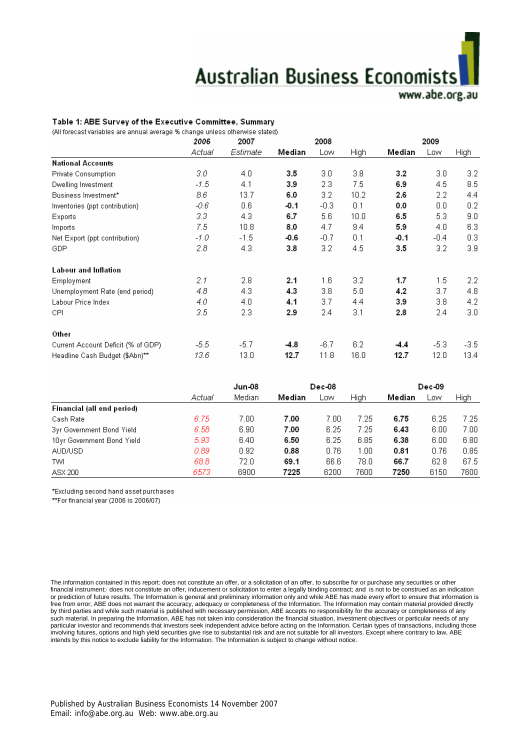Australian Business Economists
www.abe.org.au

**Table 1: ABE Survey of the Executive Committee, Summary**
(All forecast variables are annual average % change unless otherwise stated)

| | 2006 | 2007 | 2008 | | | 2009 | | |
|---|---|---|---|---|---|---|---|---|
| | *Actual* | *Estimate* | **Median** | Low | High | **Median** | Low | High |
| **National Accounts** | | | | | | | | |
| Private Consumption | *3.0* | 4.0 | **3.5** | 3.0 | 3.8 | **3.2** | 3.0 | 3.2 |
| Dwelling Investment | *-1.5* | 4.1 | **3.9** | 2.3 | 7.5 | **6.9** | 4.5 | 8.5 |
| Business Investment* | *8.6* | 13.7 | **6.0** | 3.2 | 10.2 | **2.6** | 2.2 | 4.4 |
| Inventories (ppt contribution) | *-0.6* | 0.6 | **-0.1** | -0.3 | 0.1 | **0.0** | 0.0 | 0.2 |
| Exports | *3.3* | 4.3 | **6.7** | 5.6 | 10.0 | **6.5** | 5.3 | 9.0 |
| Imports | *7.5* | 10.8 | **8.0** | 4.7 | 9.4 | **5.9** | 4.0 | 6.3 |
| Net Export (ppt contribution) | *-1.0* | -1.5 | **-0.6** | -0.7 | 0.1 | **-0.1** | -0.4 | 0.3 |
| GDP | *2.8* | 4.3 | **3.8** | 3.2 | 4.5 | **3.5** | 3.2 | 3.9 |
| **Labour and Inflation** | | | | | | | | |
| Employment | *2.1* | 2.8 | **2.1** | 1.6 | 3.2 | **1.7** | 1.5 | 2.2 |
| Unemployment Rate (end period) | *4.8* | 4.3 | **4.3** | 3.8 | 5.0 | **4.2** | 3.7 | 4.8 |
| Labour Price Index | *4.0* | 4.0 | **4.1** | 3.7 | 4.4 | **3.9** | 3.8 | 4.2 |
| CPI | *3.5* | 2.3 | **2.9** | 2.4 | 3.1 | **2.8** | 2.4 | 3.0 |
| **Other** | | | | | | | | |
| Current Account Deficit (% of GDP) | *-5.5* | -5.7 | **-4.8** | -6.7 | 6.2 | **-4.4** | -5.3 | -3.5 |
| Headline Cash Budget ($Abn)** | *13.6* | 13.0 | **12.7** | 11.8 | 16.0 | **12.7** | 12.0 | 13.4 |

| | | Jun-08 | Dec-08 | | | Dec-09 | | |
|---|---|---|---|---|---|---|---|---|
| | *Actual* | Median | **Median** | Low | High | **Median** | Low | High |
| **Financial (all end period)** | | | | | | | | |
| Cash Rate | *6.75* | 7.00 | **7.00** | 7.00 | 7.25 | **6.75** | 6.25 | 7.25 |
| 3yr Government Bond Yield | *6.58* | 6.90 | **7.00** | 6.25 | 7.25 | **6.43** | 6.00 | 7.00 |
| 10yr Government Bond Yield | *5.93* | 6.40 | **6.50** | 6.25 | 6.85 | **6.38** | 6.00 | 6.80 |
| AUD/USD | *0.89* | 0.92 | **0.88** | 0.76 | 1.00 | **0.81** | 0.76 | 0.85 |
| TWI | *68.8* | 72.0 | **69.1** | 66.6 | 78.0 | **66.7** | 62.8 | 67.5 |
| ASX 200 | *6573* | 6900 | **7225** | 6200 | 7600 | **7250** | 6150 | 7600 |

*Excluding second hand asset purchases
**For financial year (2006 is 2006/07)

The information contained in this report: does not constitute an offer, or a solicitation of an offer, to subscribe for or purchase any securities or other financial instrument;· does not constitute an offer, inducement or solicitation to enter a legally binding contract; and is not to be construed as an indication or prediction of future results. The Information is general and preliminary information only and while ABE has made every effort to ensure that information is free from error, ABE does not warrant the accuracy, adequacy or completeness of the Information. The Information may contain material provided directly by third parties and while such material is published with necessary permission, ABE accepts no responsibility for the accuracy or completeness of any such material. In preparing the Information, ABE has not taken into consideration the financial situation, investment objectives or particular needs of any particular investor and recommends that investors seek independent advice before acting on the Information. Certain types of transactions, including those involving futures, options and high yield securities give rise to substantial risk and are not suitable for all investors. Except where contrary to law, ABE intends by this notice to exclude liability for the Information. The Information is subject to change without notice.

Published by Australian Business Economists 14 November 2007
Email: info@abe.org.au Web: www.abe.org.au